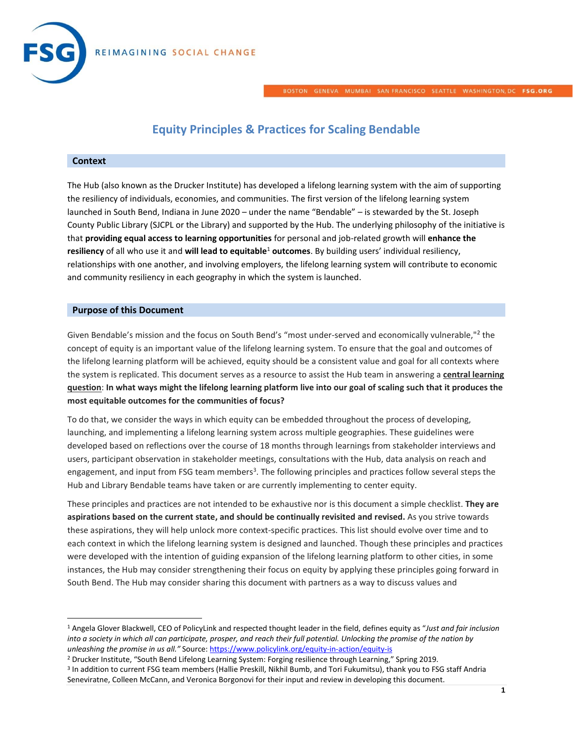# Equity Principles & Practices for Scaling Bendable

## Context

The Hub (also known as the Drucker Institute) has developed a lifelong learning system with the aim of supporting the resiliency of individuals, economies, and communities. The first version of the lifelong learning system launched in South Bend, Indiana in June 2020 – under the name "Bendable" – is stewarded by the St. Joseph County Public Library (SJCPL or the Library) and supported by the Hub. The underlying philosophy of the initiative is that **providing equal access to learning opportunities** for personal and job-related growth will **enhance the resiliency** of all who use it and **will lead to equitable**[1] **outcomes**. By building users' individual resiliency, relationships with one another, and involving employers, the lifelong learning system will contribute to economic and community resiliency in each geography in which the system is launched.

## Purpose of this Document

Given Bendable's mission and the focus on South Bend's "most under-served and economically vulnerable,"[2] the concept of equity is an important value of the lifelong learning system. To ensure that the goal and outcomes of the lifelong learning platform will be achieved, equity should be a consistent value and goal for all contexts where the system is replicated. This document serves as a resource to assist the Hub team in answering a **central learning question**: **In what ways might the lifelong learning platform live into our goal of scaling such that it produces the most equitable outcomes for the communities of focus?**

To do that, we consider the ways in which equity can be embedded throughout the process of developing, launching, and implementing a lifelong learning system across multiple geographies. These guidelines were developed based on reflections over the course of 18 months through learnings from stakeholder interviews and users, participant observation in stakeholder meetings, consultations with the Hub, data analysis on reach and engagement, and input from FSG team members[3]. The following principles and practices follow several steps the Hub and Library Bendable teams have taken or are currently implementing to center equity.

These principles and practices are not intended to be exhaustive nor is this document a simple checklist. **They are aspirations based on the current state, and should be continually revisited and revised.** As you strive towards these aspirations, they will help unlock more context-specific practices. This list should evolve over time and to each context in which the lifelong learning system is designed and launched. Though these principles and practices were developed with the intention of guiding expansion of the lifelong learning platform to other cities, in some instances, the Hub may consider strengthening their focus on equity by applying these principles going forward in South Bend. The Hub may consider sharing this document with partners as a way to discuss values and

---

[1] Angela Glover Blackwell, CEO of PolicyLink and respected thought leader in the field, defines equity as "*Just and fair inclusion into a society in which all can participate, prosper, and reach their full potential. Unlocking the promise of the nation by unleashing the promise in us all.*" Source: https://www.policylink.org/equity-in-action/equity-is

[2] Drucker Institute, "South Bend Lifelong Learning System: Forging resilience through Learning," Spring 2019.

[3] In addition to current FSG team members (Hallie Preskill, Nikhil Bumb, and Tori Fukumitsu), thank you to FSG staff Andria Seneviratne, Colleen McCann, and Veronica Borgonovi for their input and review in developing this document.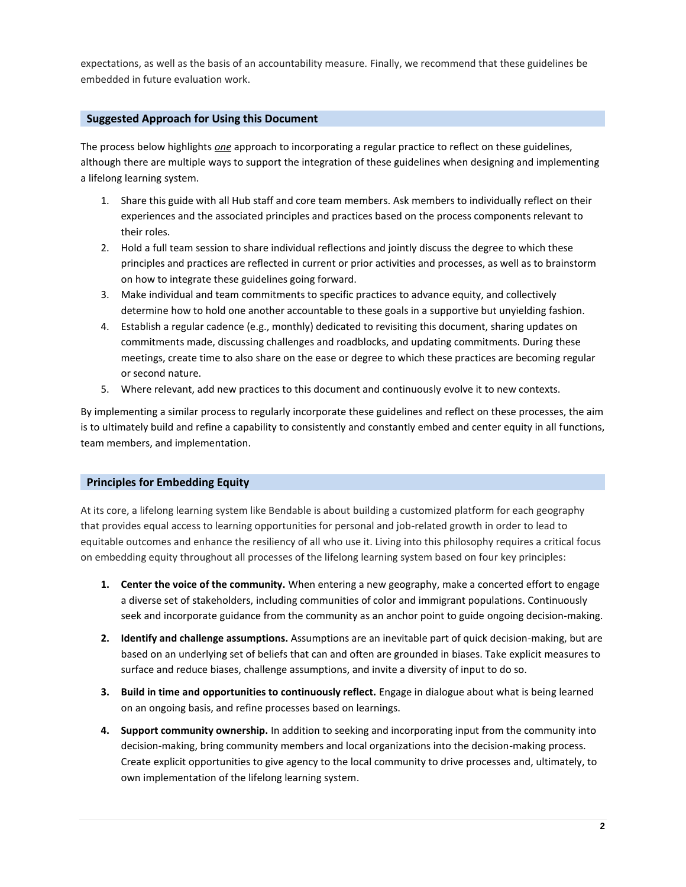expectations, as well as the basis of an accountability measure. Finally, we recommend that these guidelines be embedded in future evaluation work.

## Suggested Approach for Using this Document

The process below highlights ***one*** approach to incorporating a regular practice to reflect on these guidelines, although there are multiple ways to support the integration of these guidelines when designing and implementing a lifelong learning system.

1. Share this guide with all Hub staff and core team members. Ask members to individually reflect on their experiences and the associated principles and practices based on the process components relevant to their roles.
2. Hold a full team session to share individual reflections and jointly discuss the degree to which these principles and practices are reflected in current or prior activities and processes, as well as to brainstorm on how to integrate these guidelines going forward.
3. Make individual and team commitments to specific practices to advance equity, and collectively determine how to hold one another accountable to these goals in a supportive but unyielding fashion.
4. Establish a regular cadence (e.g., monthly) dedicated to revisiting this document, sharing updates on commitments made, discussing challenges and roadblocks, and updating commitments. During these meetings, create time to also share on the ease or degree to which these practices are becoming regular or second nature.
5. Where relevant, add new practices to this document and continuously evolve it to new contexts.

By implementing a similar process to regularly incorporate these guidelines and reflect on these processes, the aim is to ultimately build and refine a capability to consistently and constantly embed and center equity in all functions, team members, and implementation.

## Principles for Embedding Equity

At its core, a lifelong learning system like Bendable is about building a customized platform for each geography that provides equal access to learning opportunities for personal and job-related growth in order to lead to equitable outcomes and enhance the resiliency of all who use it. Living into this philosophy requires a critical focus on embedding equity throughout all processes of the lifelong learning system based on four key principles:

1. **Center the voice of the community.** When entering a new geography, make a concerted effort to engage a diverse set of stakeholders, including communities of color and immigrant populations. Continuously seek and incorporate guidance from the community as an anchor point to guide ongoing decision-making.
2. **Identify and challenge assumptions.** Assumptions are an inevitable part of quick decision-making, but are based on an underlying set of beliefs that can and often are grounded in biases. Take explicit measures to surface and reduce biases, challenge assumptions, and invite a diversity of input to do so.
3. **Build in time and opportunities to continuously reflect.** Engage in dialogue about what is being learned on an ongoing basis, and refine processes based on learnings.
4. **Support community ownership.** In addition to seeking and incorporating input from the community into decision-making, bring community members and local organizations into the decision-making process. Create explicit opportunities to give agency to the local community to drive processes and, ultimately, to own implementation of the lifelong learning system.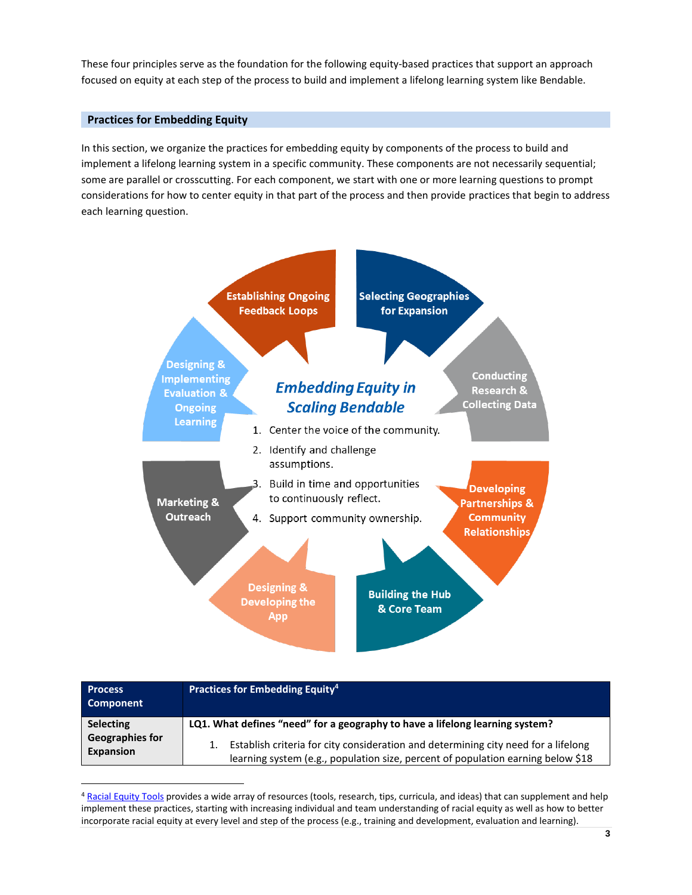These four principles serve as the foundation for the following equity-based practices that support an approach focused on equity at each step of the process to build and implement a lifelong learning system like Bendable.

## Practices for Embedding Equity

In this section, we organize the practices for embedding equity by components of the process to build and implement a lifelong learning system in a specific community. These components are not necessarily sequential; some are parallel or crosscutting. For each component, we start with one or more learning questions to prompt considerations for how to center equity in that part of the process and then provide practices that begin to address each learning question.

***Embedding Equity in Scaling Bendable***

1. Center the voice of the community.
2. Identify and challenge assumptions.
3. Build in time and opportunities to continuously reflect.
4. Support community ownership.

- Selecting Geographies for Expansion
- Conducting Research & Collecting Data
- Developing Partnerships & Community Relationships
- Building the Hub & Core Team
- Designing & Developing the App
- Marketing & Outreach
- Designing & Implementing Evaluation & Ongoing Learning
- Establishing Ongoing Feedback Loops

| Process Component | Practices for Embedding Equity[4] |
| --- | --- |
| **Selecting Geographies for Expansion** | **LQ1. What defines "need" for a geography to have a lifelong learning system?**<br>1. Establish criteria for city consideration and determining city need for a lifelong learning system (e.g., population size, percent of population earning below $18 |

[4] Racial Equity Tools provides a wide array of resources (tools, research, tips, curricula, and ideas) that can supplement and help implement these practices, starting with increasing individual and team understanding of racial equity as well as how to better incorporate racial equity at every level and step of the process (e.g., training and development, evaluation and learning).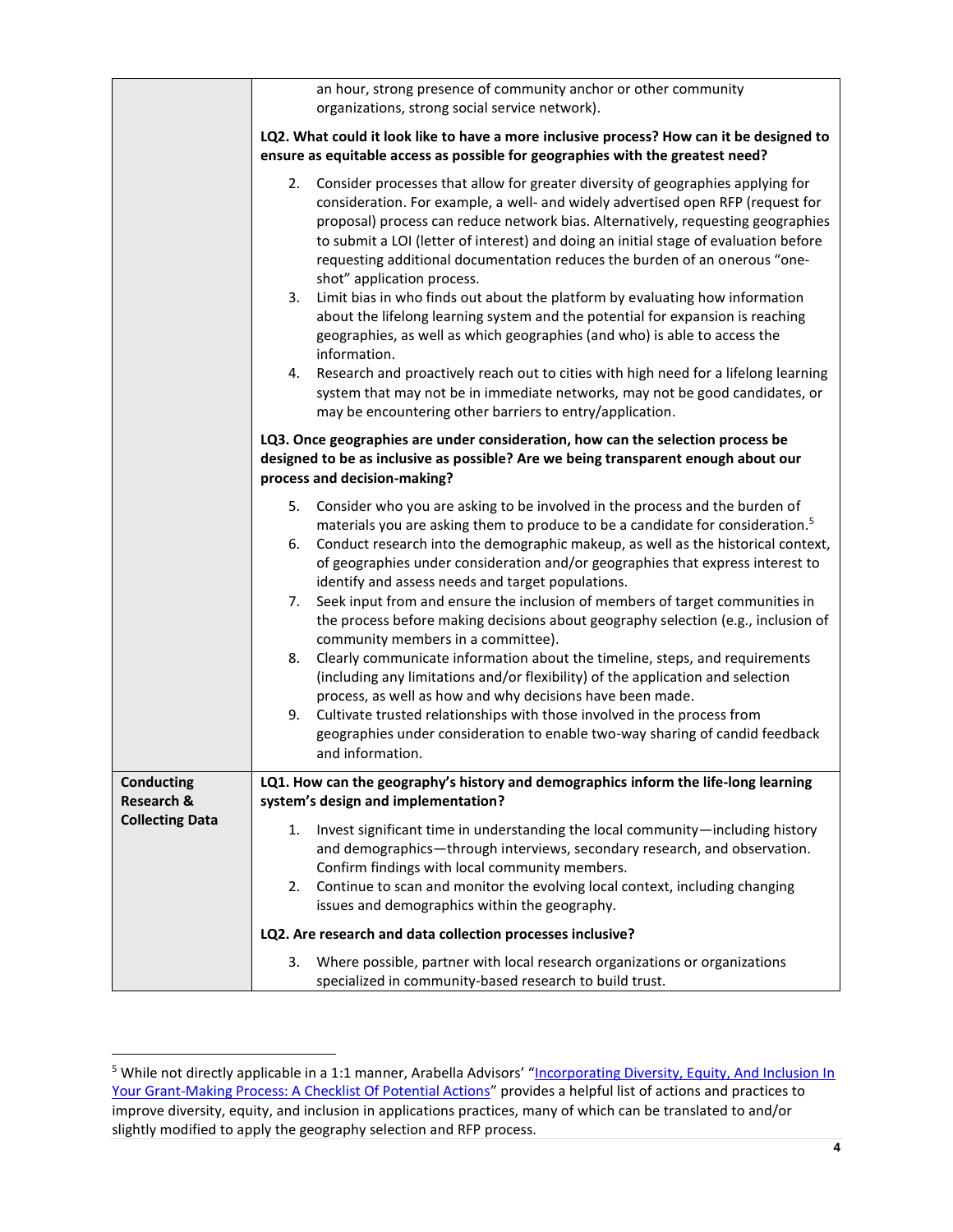| | |
|---|---|
| | an hour, strong presence of community anchor or other community organizations, strong social service network).<br><br>**LQ2. What could it look like to have a more inclusive process? How can it be designed to ensure as equitable access as possible for geographies with the greatest need?**<br><br>2. Consider processes that allow for greater diversity of geographies applying for consideration. For example, a well- and widely advertised open RFP (request for proposal) process can reduce network bias. Alternatively, requesting geographies to submit a LOI (letter of interest) and doing an initial stage of evaluation before requesting additional documentation reduces the burden of an onerous "one-shot" application process.<br>3. Limit bias in who finds out about the platform by evaluating how information about the lifelong learning system and the potential for expansion is reaching geographies, as well as which geographies (and who) is able to access the information.<br>4. Research and proactively reach out to cities with high need for a lifelong learning system that may not be in immediate networks, may not be good candidates, or may be encountering other barriers to entry/application.<br><br>**LQ3. Once geographies are under consideration, how can the selection process be designed to be as inclusive as possible? Are we being transparent enough about our process and decision-making?**<br><br>5. Consider who you are asking to be involved in the process and the burden of materials you are asking them to produce to be a candidate for consideration.[5]<br>6. Conduct research into the demographic makeup, as well as the historical context, of geographies under consideration and/or geographies that express interest to identify and assess needs and target populations.<br>7. Seek input from and ensure the inclusion of members of target communities in the process before making decisions about geography selection (e.g., inclusion of community members in a committee).<br>8. Clearly communicate information about the timeline, steps, and requirements (including any limitations and/or flexibility) of the application and selection process, as well as how and why decisions have been made.<br>9. Cultivate trusted relationships with those involved in the process from geographies under consideration to enable two-way sharing of candid feedback and information. |
| **Conducting Research & Collecting Data** | **LQ1. How can the geography's history and demographics inform the life-long learning system's design and implementation?**<br><br>1. Invest significant time in understanding the local community—including history and demographics—through interviews, secondary research, and observation. Confirm findings with local community members.<br>2. Continue to scan and monitor the evolving local context, including changing issues and demographics within the geography.<br><br>**LQ2. Are research and data collection processes inclusive?**<br><br>3. Where possible, partner with local research organizations or organizations specialized in community-based research to build trust. |

[5] While not directly applicable in a 1:1 manner, Arabella Advisors' "Incorporating Diversity, Equity, And Inclusion In Your Grant-Making Process: A Checklist Of Potential Actions" provides a helpful list of actions and practices to improve diversity, equity, and inclusion in applications practices, many of which can be translated to and/or slightly modified to apply the geography selection and RFP process.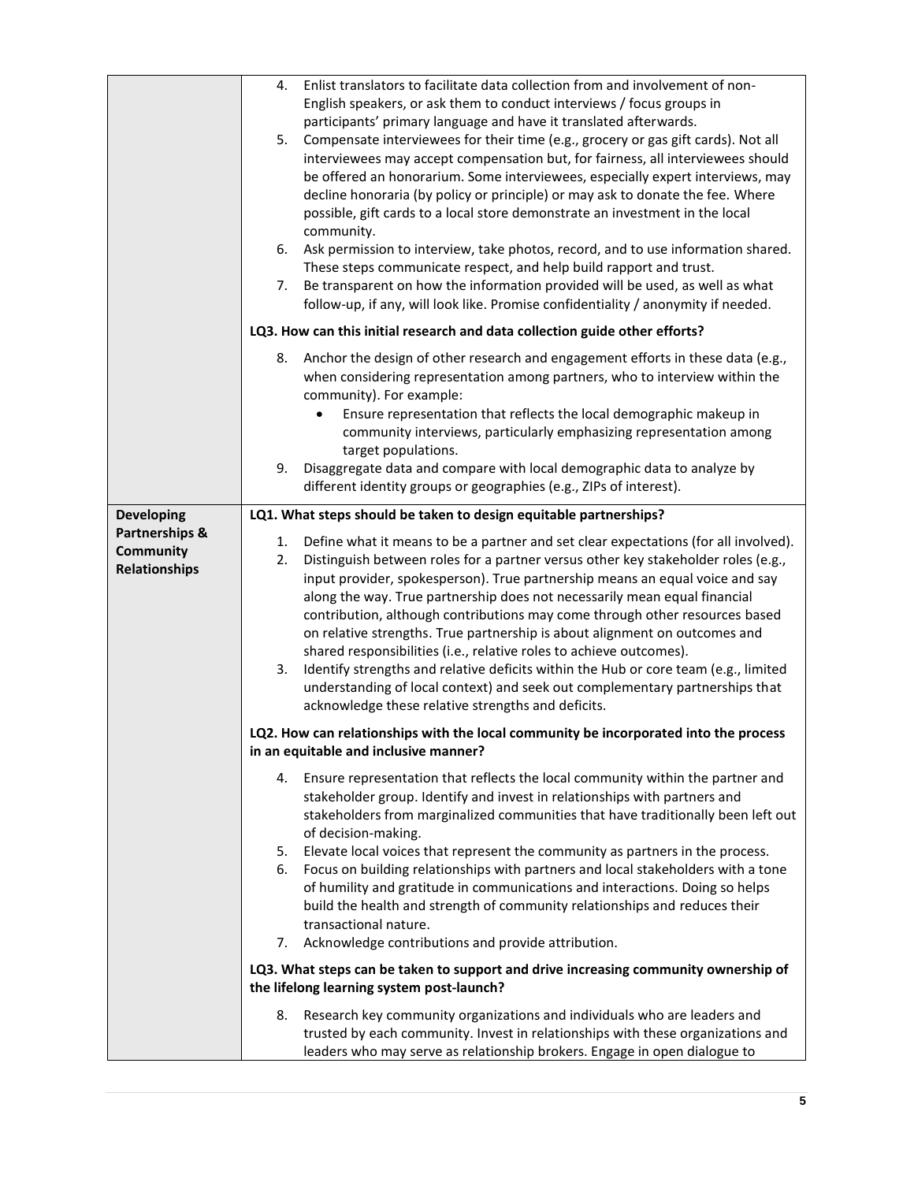| | |
|---|---|
| | 4. Enlist translators to facilitate data collection from and involvement of non-English speakers, or ask them to conduct interviews / focus groups in participants' primary language and have it translated afterwards.<br>5. Compensate interviewees for their time (e.g., grocery or gas gift cards). Not all interviewees may accept compensation but, for fairness, all interviewees should be offered an honorarium. Some interviewees, especially expert interviews, may decline honoraria (by policy or principle) or may ask to donate the fee. Where possible, gift cards to a local store demonstrate an investment in the local community.<br>6. Ask permission to interview, take photos, record, and to use information shared. These steps communicate respect, and help build rapport and trust.<br>7. Be transparent on how the information provided will be used, as well as what follow-up, if any, will look like. Promise confidentiality / anonymity if needed.<br><br>**LQ3. How can this initial research and data collection guide other efforts?**<br><br>8. Anchor the design of other research and engagement efforts in these data (e.g., when considering representation among partners, who to interview within the community). For example:<br>• Ensure representation that reflects the local demographic makeup in community interviews, particularly emphasizing representation among target populations.<br>9. Disaggregate data and compare with local demographic data to analyze by different identity groups or geographies (e.g., ZIPs of interest). |
| **Developing Partnerships & Community Relationships** | **LQ1. What steps should be taken to design equitable partnerships?**<br><br>1. Define what it means to be a partner and set clear expectations (for all involved).<br>2. Distinguish between roles for a partner versus other key stakeholder roles (e.g., input provider, spokesperson). True partnership means an equal voice and say along the way. True partnership does not necessarily mean equal financial contribution, although contributions may come through other resources based on relative strengths. True partnership is about alignment on outcomes and shared responsibilities (i.e., relative roles to achieve outcomes).<br>3. Identify strengths and relative deficits within the Hub or core team (e.g., limited understanding of local context) and seek out complementary partnerships that acknowledge these relative strengths and deficits.<br><br>**LQ2. How can relationships with the local community be incorporated into the process in an equitable and inclusive manner?**<br><br>4. Ensure representation that reflects the local community within the partner and stakeholder group. Identify and invest in relationships with partners and stakeholders from marginalized communities that have traditionally been left out of decision-making.<br>5. Elevate local voices that represent the community as partners in the process.<br>6. Focus on building relationships with partners and local stakeholders with a tone of humility and gratitude in communications and interactions. Doing so helps build the health and strength of community relationships and reduces their transactional nature.<br>7. Acknowledge contributions and provide attribution.<br><br>**LQ3. What steps can be taken to support and drive increasing community ownership of the lifelong learning system post-launch?**<br><br>8. Research key community organizations and individuals who are leaders and trusted by each community. Invest in relationships with these organizations and leaders who may serve as relationship brokers. Engage in open dialogue to |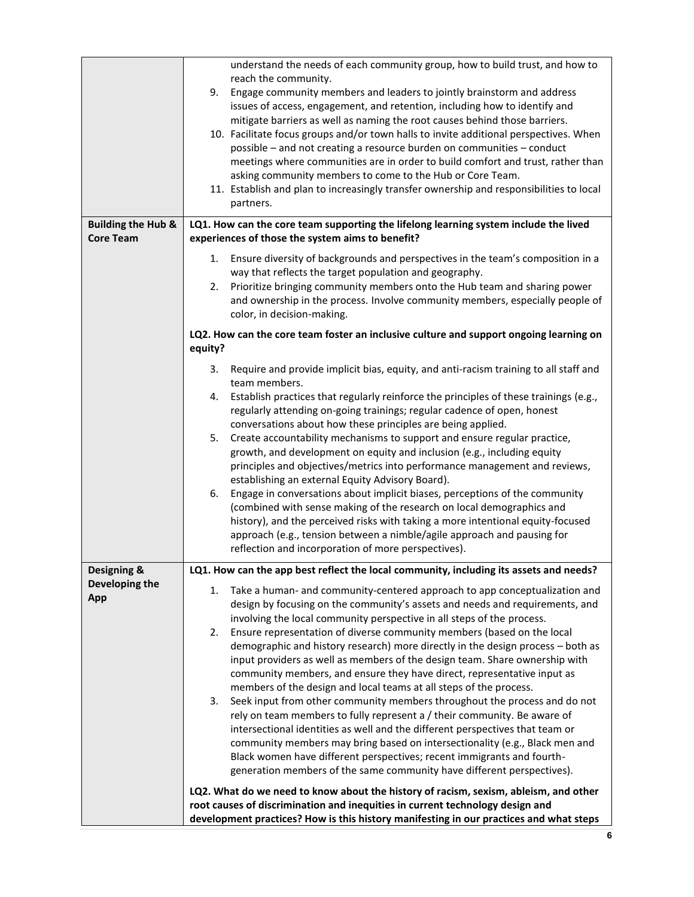| | |
|---|---|
| | understand the needs of each community group, how to build trust, and how to reach the community.<br>9. Engage community members and leaders to jointly brainstorm and address issues of access, engagement, and retention, including how to identify and mitigate barriers as well as naming the root causes behind those barriers.<br>10. Facilitate focus groups and/or town halls to invite additional perspectives. When possible – and not creating a resource burden on communities – conduct meetings where communities are in order to build comfort and trust, rather than asking community members to come to the Hub or Core Team.<br>11. Establish and plan to increasingly transfer ownership and responsibilities to local partners. |
| **Building the Hub & Core Team** | **LQ1. How can the core team supporting the lifelong learning system include the lived experiences of those the system aims to benefit?**<br>1. Ensure diversity of backgrounds and perspectives in the team's composition in a way that reflects the target population and geography.<br>2. Prioritize bringing community members onto the Hub team and sharing power and ownership in the process. Involve community members, especially people of color, in decision-making.<br>**LQ2. How can the core team foster an inclusive culture and support ongoing learning on equity?**<br>3. Require and provide implicit bias, equity, and anti-racism training to all staff and team members.<br>4. Establish practices that regularly reinforce the principles of these trainings (e.g., regularly attending on-going trainings; regular cadence of open, honest conversations about how these principles are being applied.<br>5. Create accountability mechanisms to support and ensure regular practice, growth, and development on equity and inclusion (e.g., including equity principles and objectives/metrics into performance management and reviews, establishing an external Equity Advisory Board).<br>6. Engage in conversations about implicit biases, perceptions of the community (combined with sense making of the research on local demographics and history), and the perceived risks with taking a more intentional equity-focused approach (e.g., tension between a nimble/agile approach and pausing for reflection and incorporation of more perspectives). |
| **Designing & Developing the App** | **LQ1. How can the app best reflect the local community, including its assets and needs?**<br>1. Take a human- and community-centered approach to app conceptualization and design by focusing on the community's assets and needs and requirements, and involving the local community perspective in all steps of the process.<br>2. Ensure representation of diverse community members (based on the local demographic and history research) more directly in the design process – both as input providers as well as members of the design team. Share ownership with community members, and ensure they have direct, representative input as members of the design and local teams at all steps of the process.<br>3. Seek input from other community members throughout the process and do not rely on team members to fully represent a / their community. Be aware of intersectional identities as well and the different perspectives that team or community members may bring based on intersectionality (e.g., Black men and Black women have different perspectives; recent immigrants and fourth-generation members of the same community have different perspectives).<br>**LQ2. What do we need to know about the history of racism, sexism, ableism, and other root causes of discrimination and inequities in current technology design and development practices? How is this history manifesting in our practices and what steps** |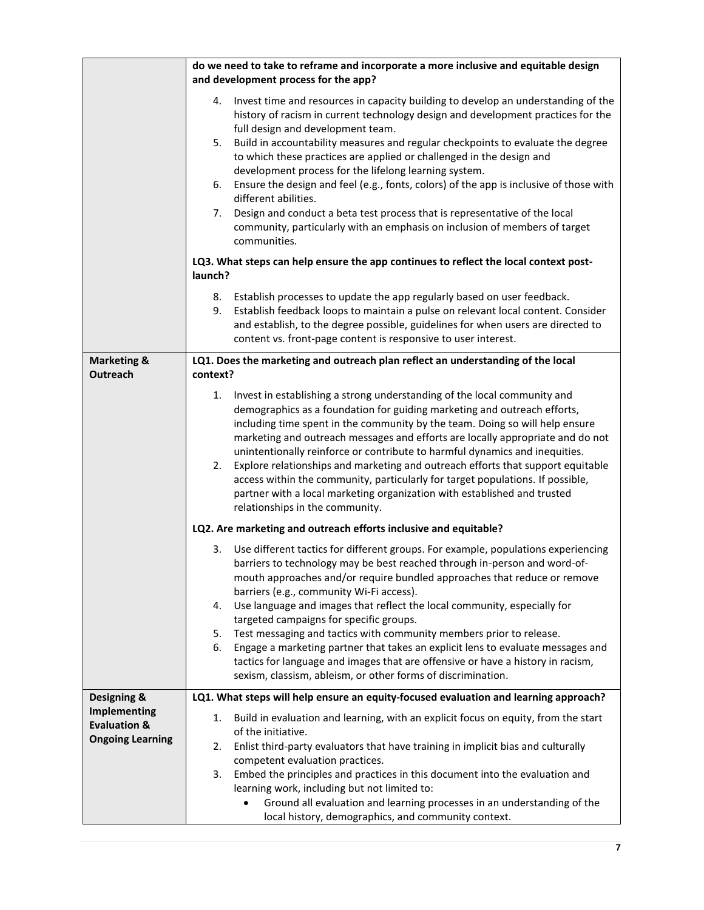| | |
|---|---|
| | **do we need to take to reframe and incorporate a more inclusive and equitable design and development process for the app?**<br><br>4. Invest time and resources in capacity building to develop an understanding of the history of racism in current technology design and development practices for the full design and development team.<br>5. Build in accountability measures and regular checkpoints to evaluate the degree to which these practices are applied or challenged in the design and development process for the lifelong learning system.<br>6. Ensure the design and feel (e.g., fonts, colors) of the app is inclusive of those with different abilities.<br>7. Design and conduct a beta test process that is representative of the local community, particularly with an emphasis on inclusion of members of target communities.<br><br>**LQ3. What steps can help ensure the app continues to reflect the local context post-launch?**<br><br>8. Establish processes to update the app regularly based on user feedback.<br>9. Establish feedback loops to maintain a pulse on relevant local content. Consider and establish, to the degree possible, guidelines for when users are directed to content vs. front-page content is responsive to user interest. |
| **Marketing & Outreach** | **LQ1. Does the marketing and outreach plan reflect an understanding of the local context?**<br><br>1. Invest in establishing a strong understanding of the local community and demographics as a foundation for guiding marketing and outreach efforts, including time spent in the community by the team. Doing so will help ensure marketing and outreach messages and efforts are locally appropriate and do not unintentionally reinforce or contribute to harmful dynamics and inequities.<br>2. Explore relationships and marketing and outreach efforts that support equitable access within the community, particularly for target populations. If possible, partner with a local marketing organization with established and trusted relationships in the community.<br><br>**LQ2. Are marketing and outreach efforts inclusive and equitable?**<br><br>3. Use different tactics for different groups. For example, populations experiencing barriers to technology may be best reached through in-person and word-of-mouth approaches and/or require bundled approaches that reduce or remove barriers (e.g., community Wi-Fi access).<br>4. Use language and images that reflect the local community, especially for targeted campaigns for specific groups.<br>5. Test messaging and tactics with community members prior to release.<br>6. Engage a marketing partner that takes an explicit lens to evaluate messages and tactics for language and images that are offensive or have a history in racism, sexism, classism, ableism, or other forms of discrimination. |
| **Designing & Implementing Evaluation & Ongoing Learning** | **LQ1. What steps will help ensure an equity-focused evaluation and learning approach?**<br><br>1. Build in evaluation and learning, with an explicit focus on equity, from the start of the initiative.<br>2. Enlist third-party evaluators that have training in implicit bias and culturally competent evaluation practices.<br>3. Embed the principles and practices in this document into the evaluation and learning work, including but not limited to:<br>• Ground all evaluation and learning processes in an understanding of the local history, demographics, and community context. |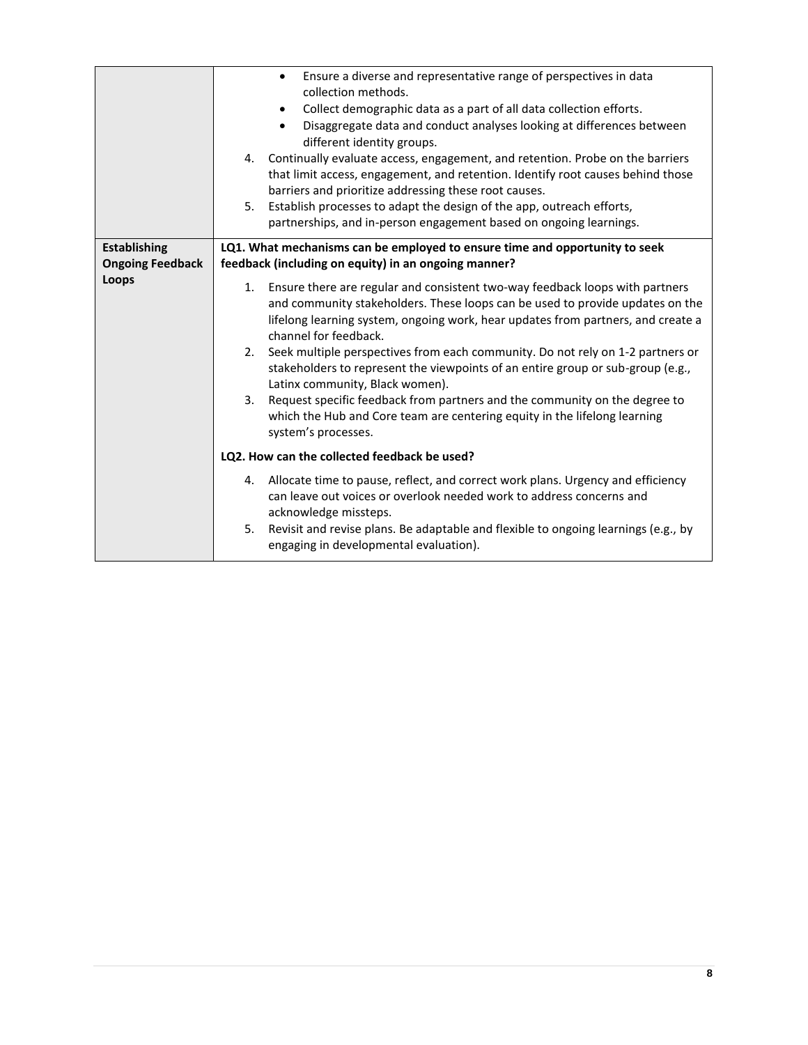| | |
|---|---|
| | • Ensure a diverse and representative range of perspectives in data collection methods.<br>• Collect demographic data as a part of all data collection efforts.<br>• Disaggregate data and conduct analyses looking at differences between different identity groups.<br>4. Continually evaluate access, engagement, and retention. Probe on the barriers that limit access, engagement, and retention. Identify root causes behind those barriers and prioritize addressing these root causes.<br>5. Establish processes to adapt the design of the app, outreach efforts, partnerships, and in-person engagement based on ongoing learnings. |
| **Establishing Ongoing Feedback Loops** | **LQ1. What mechanisms can be employed to ensure time and opportunity to seek feedback (including on equity) in an ongoing manner?**<br>1. Ensure there are regular and consistent two-way feedback loops with partners and community stakeholders. These loops can be used to provide updates on the lifelong learning system, ongoing work, hear updates from partners, and create a channel for feedback.<br>2. Seek multiple perspectives from each community. Do not rely on 1-2 partners or stakeholders to represent the viewpoints of an entire group or sub-group (e.g., Latinx community, Black women).<br>3. Request specific feedback from partners and the community on the degree to which the Hub and Core team are centering equity in the lifelong learning system's processes.<br>**LQ2. How can the collected feedback be used?**<br>4. Allocate time to pause, reflect, and correct work plans. Urgency and efficiency can leave out voices or overlook needed work to address concerns and acknowledge missteps.<br>5. Revisit and revise plans. Be adaptable and flexible to ongoing learnings (e.g., by engaging in developmental evaluation). |